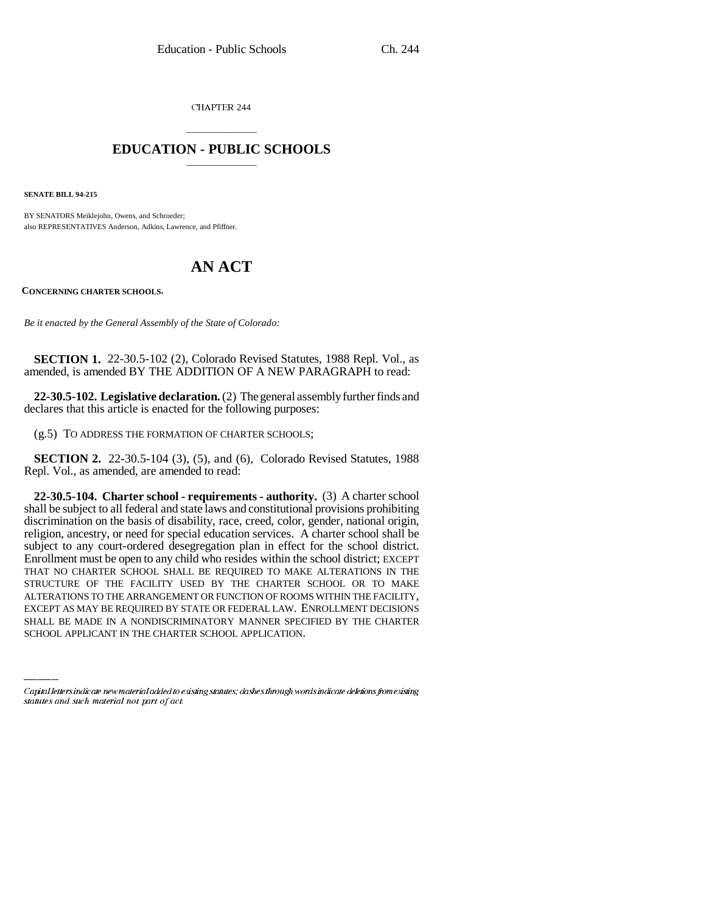CHAPTER 244

## EDUCATION - PUBLIC SCHOOLS

**SENATE BILL 94-215**

BY SENATORS Meiklejohn, Owens, and Schroeder;
also REPRESENTATIVES Anderson, Adkins, Lawrence, and Pfiffner.

# AN ACT

**CONCERNING CHARTER SCHOOLS.**

*Be it enacted by the General Assembly of the State of Colorado:*

**SECTION 1.** 22-30.5-102 (2), Colorado Revised Statutes, 1988 Repl. Vol., as amended, is amended BY THE ADDITION OF A NEW PARAGRAPH to read:

**22-30.5-102. Legislative declaration.** (2) The general assembly further finds and declares that this article is enacted for the following purposes:

(g.5) TO ADDRESS THE FORMATION OF CHARTER SCHOOLS;

**SECTION 2.** 22-30.5-104 (3), (5), and (6), Colorado Revised Statutes, 1988 Repl. Vol., as amended, are amended to read:

**22-30.5-104. Charter school - requirements - authority.** (3) A charter school shall be subject to all federal and state laws and constitutional provisions prohibiting discrimination on the basis of disability, race, creed, color, gender, national origin, religion, ancestry, or need for special education services. A charter school shall be subject to any court-ordered desegregation plan in effect for the school district. Enrollment must be open to any child who resides within the school district; EXCEPT THAT NO CHARTER SCHOOL SHALL BE REQUIRED TO MAKE ALTERATIONS IN THE STRUCTURE OF THE FACILITY USED BY THE CHARTER SCHOOL OR TO MAKE ALTERATIONS TO THE ARRANGEMENT OR FUNCTION OF ROOMS WITHIN THE FACILITY, EXCEPT AS MAY BE REQUIRED BY STATE OR FEDERAL LAW. ENROLLMENT DECISIONS SHALL BE MADE IN A NONDISCRIMINATORY MANNER SPECIFIED BY THE CHARTER SCHOOL APPLICANT IN THE CHARTER SCHOOL APPLICATION.

*Capital letters indicate new material added to existing statutes; dashes through words indicate deletions from existing statutes and such material not part of act.*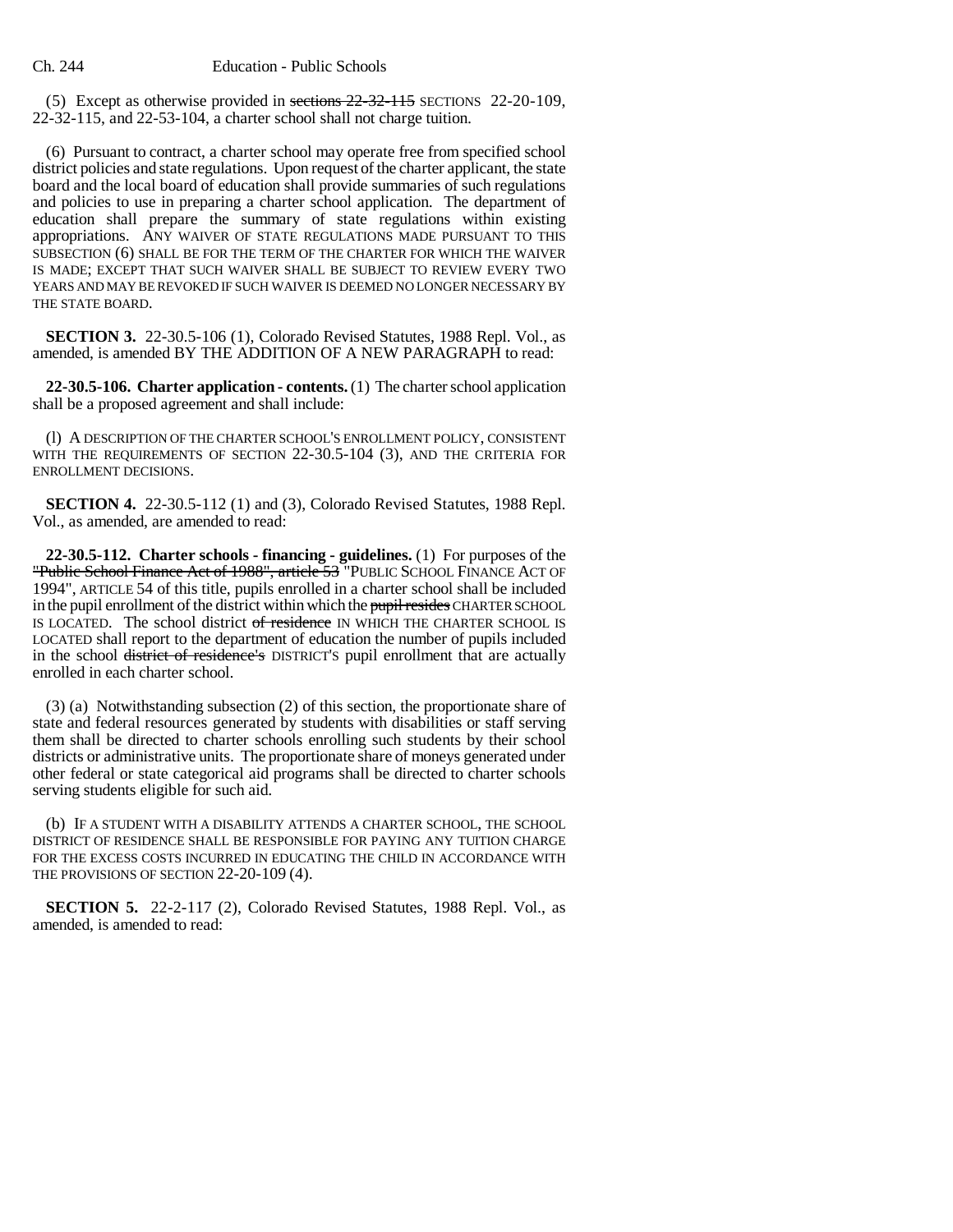(5) Except as otherwise provided in ~~sections 22-32-115~~ SECTIONS 22-20-109, 22-32-115, and 22-53-104, a charter school shall not charge tuition.

(6) Pursuant to contract, a charter school may operate free from specified school district policies and state regulations. Upon request of the charter applicant, the state board and the local board of education shall provide summaries of such regulations and policies to use in preparing a charter school application. The department of education shall prepare the summary of state regulations within existing appropriations. ANY WAIVER OF STATE REGULATIONS MADE PURSUANT TO THIS SUBSECTION (6) SHALL BE FOR THE TERM OF THE CHARTER FOR WHICH THE WAIVER IS MADE; EXCEPT THAT SUCH WAIVER SHALL BE SUBJECT TO REVIEW EVERY TWO YEARS AND MAY BE REVOKED IF SUCH WAIVER IS DEEMED NO LONGER NECESSARY BY THE STATE BOARD.

**SECTION 3.** 22-30.5-106 (1), Colorado Revised Statutes, 1988 Repl. Vol., as amended, is amended BY THE ADDITION OF A NEW PARAGRAPH to read:

**22-30.5-106. Charter application - contents.** (1) The charter school application shall be a proposed agreement and shall include:

(l) A DESCRIPTION OF THE CHARTER SCHOOL'S ENROLLMENT POLICY, CONSISTENT WITH THE REQUIREMENTS OF SECTION 22-30.5-104 (3), AND THE CRITERIA FOR ENROLLMENT DECISIONS.

**SECTION 4.** 22-30.5-112 (1) and (3), Colorado Revised Statutes, 1988 Repl. Vol., as amended, are amended to read:

**22-30.5-112. Charter schools - financing - guidelines.** (1) For purposes of the ~~"Public School Finance Act of 1988", article 53~~ "PUBLIC SCHOOL FINANCE ACT OF 1994", ARTICLE 54 of this title, pupils enrolled in a charter school shall be included in the pupil enrollment of the district within which the ~~pupil resides~~ CHARTER SCHOOL IS LOCATED. The school district ~~of residence~~ IN WHICH THE CHARTER SCHOOL IS LOCATED shall report to the department of education the number of pupils included in the school ~~district of residence's~~ DISTRICT'S pupil enrollment that are actually enrolled in each charter school.

(3) (a) Notwithstanding subsection (2) of this section, the proportionate share of state and federal resources generated by students with disabilities or staff serving them shall be directed to charter schools enrolling such students by their school districts or administrative units. The proportionate share of moneys generated under other federal or state categorical aid programs shall be directed to charter schools serving students eligible for such aid.

(b) IF A STUDENT WITH A DISABILITY ATTENDS A CHARTER SCHOOL, THE SCHOOL DISTRICT OF RESIDENCE SHALL BE RESPONSIBLE FOR PAYING ANY TUITION CHARGE FOR THE EXCESS COSTS INCURRED IN EDUCATING THE CHILD IN ACCORDANCE WITH THE PROVISIONS OF SECTION 22-20-109 (4).

**SECTION 5.** 22-2-117 (2), Colorado Revised Statutes, 1988 Repl. Vol., as amended, is amended to read: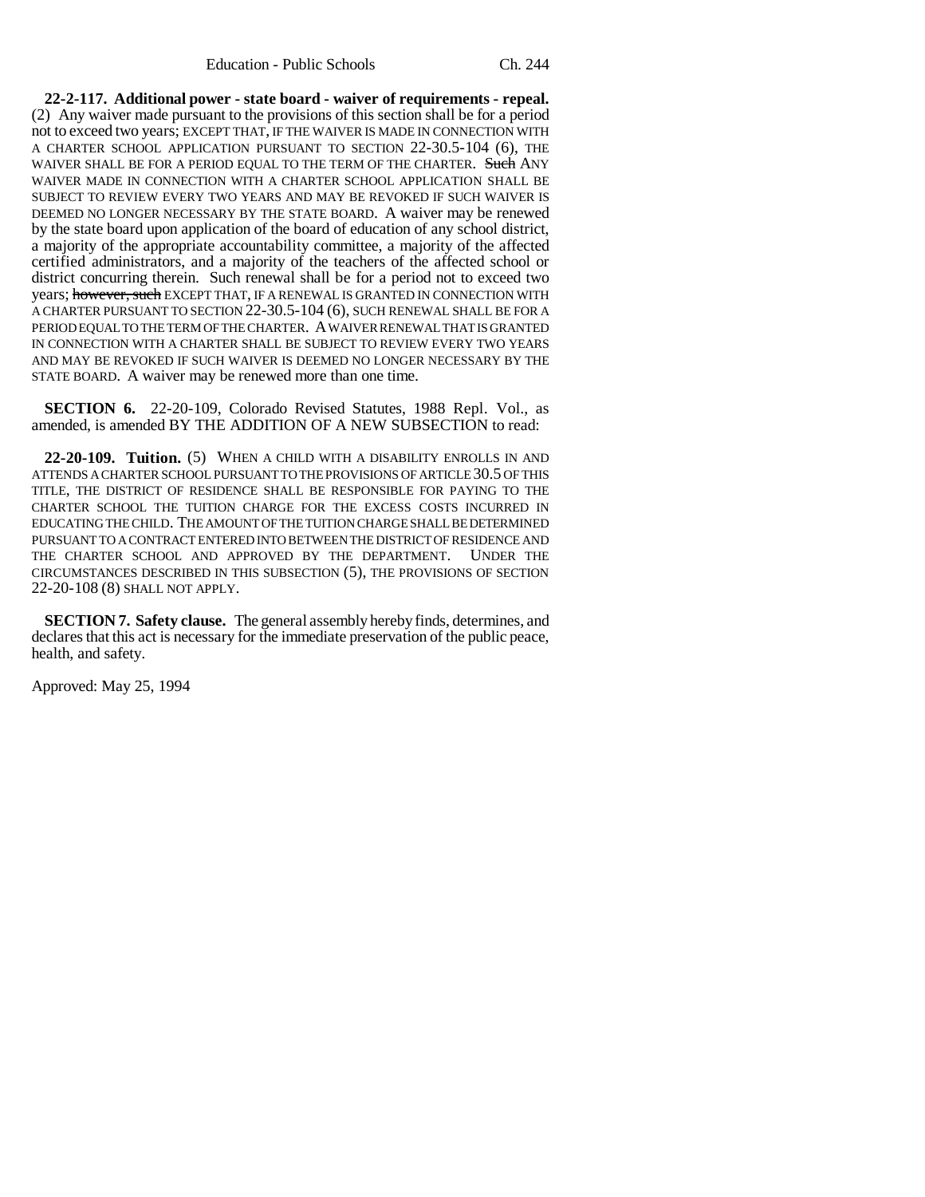**22-2-117. Additional power - state board - waiver of requirements - repeal.** (2) Any waiver made pursuant to the provisions of this section shall be for a period not to exceed two years; EXCEPT THAT, IF THE WAIVER IS MADE IN CONNECTION WITH A CHARTER SCHOOL APPLICATION PURSUANT TO SECTION 22-30.5-104 (6), THE WAIVER SHALL BE FOR A PERIOD EQUAL TO THE TERM OF THE CHARTER. ~~Such~~ ANY WAIVER MADE IN CONNECTION WITH A CHARTER SCHOOL APPLICATION SHALL BE SUBJECT TO REVIEW EVERY TWO YEARS AND MAY BE REVOKED IF SUCH WAIVER IS DEEMED NO LONGER NECESSARY BY THE STATE BOARD. A waiver may be renewed by the state board upon application of the board of education of any school district, a majority of the appropriate accountability committee, a majority of the affected certified administrators, and a majority of the teachers of the affected school or district concurring therein. Such renewal shall be for a period not to exceed two years; ~~however, such~~ EXCEPT THAT, IF A RENEWAL IS GRANTED IN CONNECTION WITH A CHARTER PURSUANT TO SECTION 22-30.5-104 (6), SUCH RENEWAL SHALL BE FOR A PERIOD EQUAL TO THE TERM OF THE CHARTER. A WAIVER RENEWAL THAT IS GRANTED IN CONNECTION WITH A CHARTER SHALL BE SUBJECT TO REVIEW EVERY TWO YEARS AND MAY BE REVOKED IF SUCH WAIVER IS DEEMED NO LONGER NECESSARY BY THE STATE BOARD. A waiver may be renewed more than one time.

**SECTION 6.** 22-20-109, Colorado Revised Statutes, 1988 Repl. Vol., as amended, is amended BY THE ADDITION OF A NEW SUBSECTION to read:

**22-20-109. Tuition.** (5) WHEN A CHILD WITH A DISABILITY ENROLLS IN AND ATTENDS A CHARTER SCHOOL PURSUANT TO THE PROVISIONS OF ARTICLE 30.5 OF THIS TITLE, THE DISTRICT OF RESIDENCE SHALL BE RESPONSIBLE FOR PAYING TO THE CHARTER SCHOOL THE TUITION CHARGE FOR THE EXCESS COSTS INCURRED IN EDUCATING THE CHILD. THE AMOUNT OF THE TUITION CHARGE SHALL BE DETERMINED PURSUANT TO A CONTRACT ENTERED INTO BETWEEN THE DISTRICT OF RESIDENCE AND THE CHARTER SCHOOL AND APPROVED BY THE DEPARTMENT. UNDER THE CIRCUMSTANCES DESCRIBED IN THIS SUBSECTION (5), THE PROVISIONS OF SECTION 22-20-108 (8) SHALL NOT APPLY.

**SECTION 7. Safety clause.** The general assembly hereby finds, determines, and declares that this act is necessary for the immediate preservation of the public peace, health, and safety.

Approved: May 25, 1994